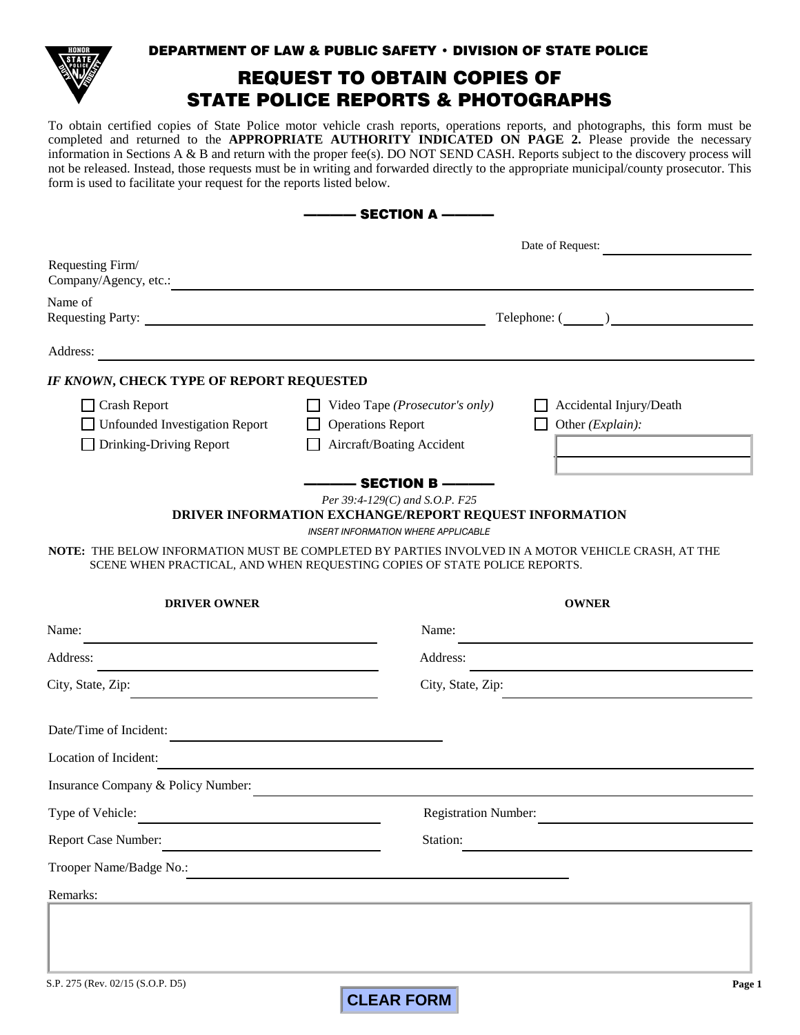**DEPARTMENT OF LAW & PUBLIC SAFETY • DIVISION OF STATE POLICE**

# REQUEST TO OBTAIN COPIES OF STATE POLICE REPORTS & PHOTOGRAPHS

To obtain certified copies of State Police motor vehicle crash reports, operations reports, and photographs, this form must be completed and returned to the **APPROPRIATE AUTHORITY INDICATED ON PAGE 2.** Please provide the necessary information in Sections A & B and return with the proper fee(s). DO NOT SEND CASH. Reports subject to the discovery process will not be released. Instead, those requests must be in writing and forwarded directly to the appropriate municipal/county prosecutor. This form is used to facilitate your request for the reports listed below.

## ——— SECTION A ———

Date of Request: ____________________

Requesting Firm/ Company/Agency, etc.: ____________________

Name of Requesting Party: ____________________ Telephone: (____) ____________________

Address: ____________________

***IF KNOWN*, CHECK TYPE OF REPORT REQUESTED**

- ☐ Crash Report
- ☐ Unfounded Investigation Report
- ☐ Drinking-Driving Report
- ☐ Video Tape *(Prosecutor's only)*
- ☐ Operations Report
- ☐ Aircraft/Boating Accident
- ☐ Accidental Injury/Death
- ☐ Other *(Explain)*: ____________________

## ——— SECTION B ———

*Per 39:4-129(C) and S.O.P. F25*

**DRIVER INFORMATION EXCHANGE/REPORT REQUEST INFORMATION**

*INSERT INFORMATION WHERE APPLICABLE*

**NOTE:** THE BELOW INFORMATION MUST BE COMPLETED BY PARTIES INVOLVED IN A MOTOR VEHICLE CRASH, AT THE SCENE WHEN PRACTICAL, AND WHEN REQUESTING COPIES OF STATE POLICE REPORTS.

| DRIVER OWNER | OWNER |
|---|---|
| Name: ____________________ | Name: ____________________ |
| Address: ____________________ | Address: ____________________ |
| City, State, Zip: ____________________ | City, State, Zip: ____________________ |

Date/Time of Incident: ____________________

Location of Incident: ____________________

Insurance Company & Policy Number: ____________________

Type of Vehicle: ____________________ Registration Number: ____________________

Report Case Number: ____________________ Station: ____________________

Trooper Name/Badge No.: ____________________

Remarks:

S.P. 275 (Rev. 02/15 (S.O.P. D5))

CLEAR FORM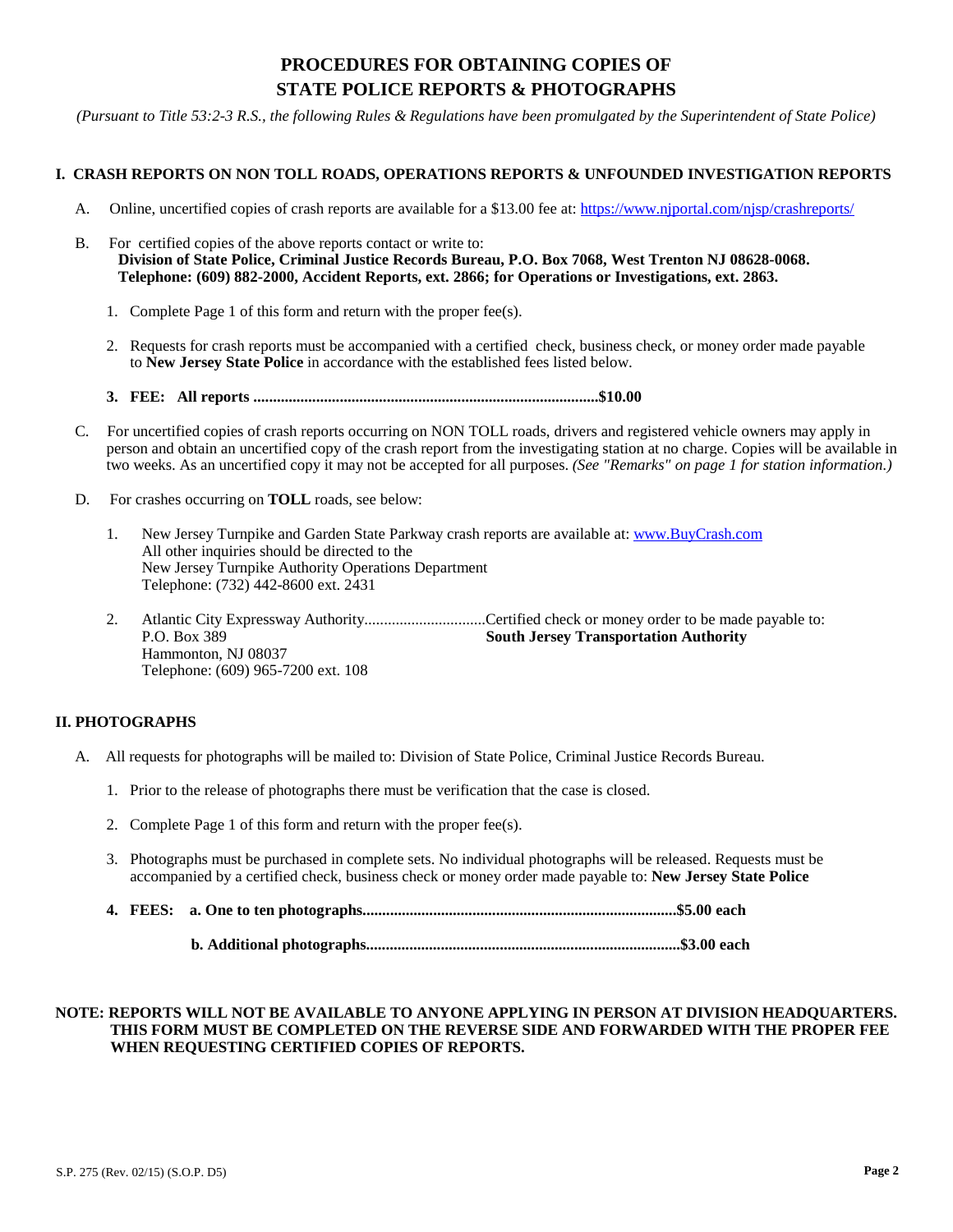# PROCEDURES FOR OBTAINING COPIES OF STATE POLICE REPORTS & PHOTOGRAPHS

*(Pursuant to Title 53:2-3 R.S., the following Rules & Regulations have been promulgated by the Superintendent of State Police)*

## I. CRASH REPORTS ON NON TOLL ROADS, OPERATIONS REPORTS & UNFOUNDED INVESTIGATION REPORTS

A. Online, uncertified copies of crash reports are available for a $13.00 fee at: https://www.njportal.com/njsp/crashreports/

B. For certified copies of the above reports contact or write to:
**Division of State Police, Criminal Justice Records Bureau, P.O. Box 7068, West Trenton NJ 08628-0068.**
**Telephone: (609) 882-2000, Accident Reports, ext. 2866; for Operations or Investigations, ext. 2863.**

1. Complete Page 1 of this form and return with the proper fee(s).
2. Requests for crash reports must be accompanied with a certified check, business check, or money order made payable to **New Jersey State Police** in accordance with the established fees listed below.
3. **FEE: All reports ........................................................................................$10.00**

C. For uncertified copies of crash reports occurring on NON TOLL roads, drivers and registered vehicle owners may apply in person and obtain an uncertified copy of the crash report from the investigating station at no charge. Copies will be available in two weeks. As an uncertified copy it may not be accepted for all purposes. *(See "Remarks" on page 1 for station information.)*

D. For crashes occurring on **TOLL** roads, see below:

1. New Jersey Turnpike and Garden State Parkway crash reports are available at: www.BuyCrash.com
All other inquiries should be directed to the
New Jersey Turnpike Authority Operations Department
Telephone: (732) 442-8600 ext. 2431

2. Atlantic City Expressway Authority..............................Certified check or money order to be made payable to:
P.O. Box 389 — **South Jersey Transportation Authority**
Hammonton, NJ 08037
Telephone: (609) 965-7200 ext. 108

## II. PHOTOGRAPHS

A. All requests for photographs will be mailed to: Division of State Police, Criminal Justice Records Bureau.

1. Prior to the release of photographs there must be verification that the case is closed.
2. Complete Page 1 of this form and return with the proper fee(s).
3. Photographs must be purchased in complete sets. No individual photographs will be released. Requests must be accompanied by a certified check, business check or money order made payable to: **New Jersey State Police**
4. **FEES: a. One to ten photographs...............................................................................$5.00 each**

   **b. Additional photographs...............................................................................$3.00 each**

**NOTE: REPORTS WILL NOT BE AVAILABLE TO ANYONE APPLYING IN PERSON AT DIVISION HEADQUARTERS. THIS FORM MUST BE COMPLETED ON THE REVERSE SIDE AND FORWARDED WITH THE PROPER FEE WHEN REQUESTING CERTIFIED COPIES OF REPORTS.**

S.P. 275 (Rev. 02/15) (S.O.P. D5)